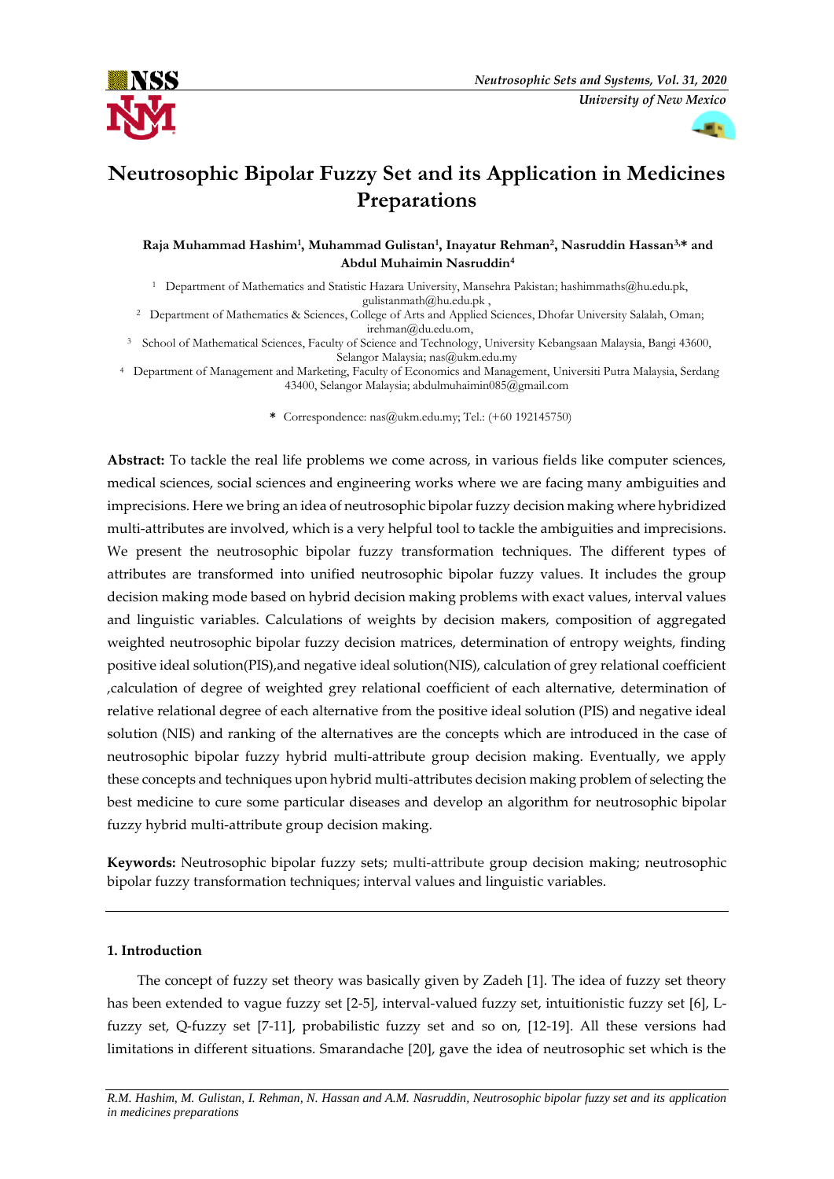# Neutrosophic Bipolar Fuzzy Set and its Application in Medicines Preparations

**Raja Muhammad Hashim[1], Muhammad Gulistan[1], Inayatur Rehman[2], Nasruddin Hassan[3,*] and Abdul Muhaimin Nasruddin[4]**

[1] Department of Mathematics and Statistic Hazara University, Mansehra Pakistan; hashimmaths@hu.edu.pk, gulistanmath@hu.edu.pk ,

[2] Department of Mathematics & Sciences, College of Arts and Applied Sciences, Dhofar University Salalah, Oman; irehman@du.edu.om,

[3] School of Mathematical Sciences, Faculty of Science and Technology, University Kebangsaan Malaysia, Bangi 43600, Selangor Malaysia; nas@ukm.edu.my

[4] Department of Management and Marketing, Faculty of Economics and Management, Universiti Putra Malaysia, Serdang 43400, Selangor Malaysia; abdulmuhaimin085@gmail.com

\* Correspondence: nas@ukm.edu.my; Tel.: (+60 192145750)

**Abstract:** To tackle the real life problems we come across, in various fields like computer sciences, medical sciences, social sciences and engineering works where we are facing many ambiguities and imprecisions. Here we bring an idea of neutrosophic bipolar fuzzy decision making where hybridized multi-attributes are involved, which is a very helpful tool to tackle the ambiguities and imprecisions. We present the neutrosophic bipolar fuzzy transformation techniques. The different types of attributes are transformed into unified neutrosophic bipolar fuzzy values. It includes the group decision making mode based on hybrid decision making problems with exact values, interval values and linguistic variables. Calculations of weights by decision makers, composition of aggregated weighted neutrosophic bipolar fuzzy decision matrices, determination of entropy weights, finding positive ideal solution(PIS),and negative ideal solution(NIS), calculation of grey relational coefficient ,calculation of degree of weighted grey relational coefficient of each alternative, determination of relative relational degree of each alternative from the positive ideal solution (PIS) and negative ideal solution (NIS) and ranking of the alternatives are the concepts which are introduced in the case of neutrosophic bipolar fuzzy hybrid multi-attribute group decision making. Eventually, we apply these concepts and techniques upon hybrid multi-attributes decision making problem of selecting the best medicine to cure some particular diseases and develop an algorithm for neutrosophic bipolar fuzzy hybrid multi-attribute group decision making.

**Keywords:** Neutrosophic bipolar fuzzy sets; multi-attribute group decision making; neutrosophic bipolar fuzzy transformation techniques; interval values and linguistic variables.

## 1. Introduction

The concept of fuzzy set theory was basically given by Zadeh [1]. The idea of fuzzy set theory has been extended to vague fuzzy set [2-5], interval-valued fuzzy set, intuitionistic fuzzy set [6], L-fuzzy set, Q-fuzzy set [7-11], probabilistic fuzzy set and so on, [12-19]. All these versions had limitations in different situations. Smarandache [20], gave the idea of neutrosophic set which is the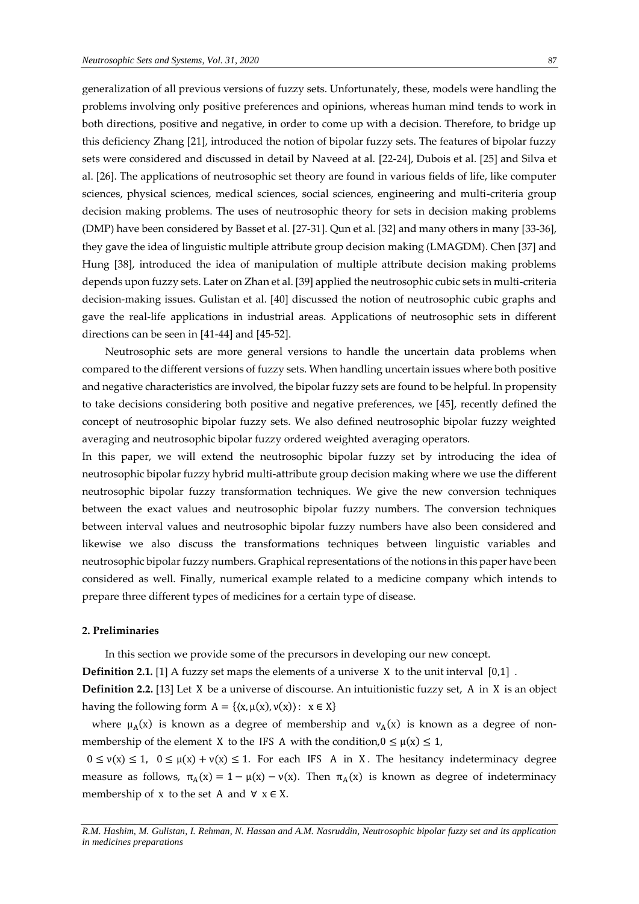generalization of all previous versions of fuzzy sets. Unfortunately, these, models were handling the problems involving only positive preferences and opinions, whereas human mind tends to work in both directions, positive and negative, in order to come up with a decision. Therefore, to bridge up this deficiency Zhang [21], introduced the notion of bipolar fuzzy sets. The features of bipolar fuzzy sets were considered and discussed in detail by Naveed at al. [22-24], Dubois et al. [25] and Silva et al. [26]. The applications of neutrosophic set theory are found in various fields of life, like computer sciences, physical sciences, medical sciences, social sciences, engineering and multi-criteria group decision making problems. The uses of neutrosophic theory for sets in decision making problems (DMP) have been considered by Basset et al. [27-31]. Qun et al. [32] and many others in many [33-36], they gave the idea of linguistic multiple attribute group decision making (LMAGDM). Chen [37] and Hung [38], introduced the idea of manipulation of multiple attribute decision making problems depends upon fuzzy sets. Later on Zhan et al. [39] applied the neutrosophic cubic sets in multi-criteria decision-making issues. Gulistan et al. [40] discussed the notion of neutrosophic cubic graphs and gave the real-life applications in industrial areas. Applications of neutrosophic sets in different directions can be seen in [41-44] and [45-52].

Neutrosophic sets are more general versions to handle the uncertain data problems when compared to the different versions of fuzzy sets. When handling uncertain issues where both positive and negative characteristics are involved, the bipolar fuzzy sets are found to be helpful. In propensity to take decisions considering both positive and negative preferences, we [45], recently defined the concept of neutrosophic bipolar fuzzy sets. We also defined neutrosophic bipolar fuzzy weighted averaging and neutrosophic bipolar fuzzy ordered weighted averaging operators.

In this paper, we will extend the neutrosophic bipolar fuzzy set by introducing the idea of neutrosophic bipolar fuzzy hybrid multi-attribute group decision making where we use the different neutrosophic bipolar fuzzy transformation techniques. We give the new conversion techniques between the exact values and neutrosophic bipolar fuzzy numbers. The conversion techniques between interval values and neutrosophic bipolar fuzzy numbers have also been considered and likewise we also discuss the transformations techniques between linguistic variables and neutrosophic bipolar fuzzy numbers. Graphical representations of the notions in this paper have been considered as well. Finally, numerical example related to a medicine company which intends to prepare three different types of medicines for a certain type of disease.

## 2. Preliminaries

In this section we provide some of the precursors in developing our new concept.

**Definition 2.1.** [1] A fuzzy set maps the elements of a universe $X$ to the unit interval $[0,1]$.

**Definition 2.2.** [13] Let $X$ be a universe of discourse. An intuitionistic fuzzy set, $A$ in $X$ is an object having the following form $A = \{\langle x, \mu(x), \nu(x) \rangle : x \in X\}$

where $\mu_A(x)$ is known as a degree of membership and $\nu_A(x)$ is known as a degree of non-membership of the element $X$ to the IFS $A$ with the condition, $0 \leq \mu(x) \leq 1$,

$0 \leq \nu(x) \leq 1$, $0 \leq \mu(x) + \nu(x) \leq 1$. For each IFS $A$ in $X$. The hesitancy indeterminacy degree measure as follows, $\pi_A(x) = 1 - \mu(x) - \nu(x)$. Then $\pi_A(x)$ is known as degree of indeterminacy membership of $x$ to the set $A$ and $\forall\ x \in X$.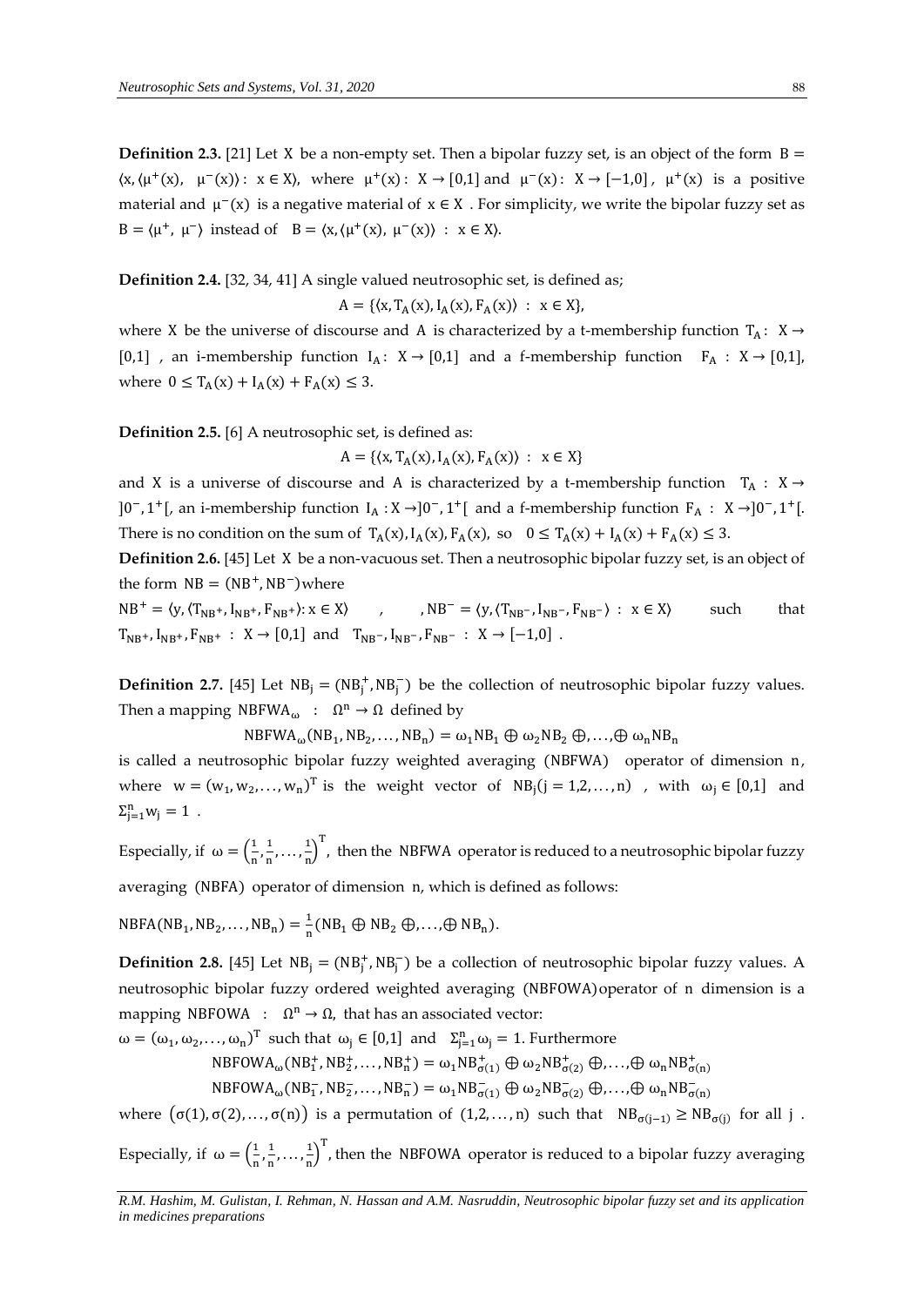**Definition 2.3.** [21] Let $X$ be a non-empty set. Then a bipolar fuzzy set, is an object of the form $B = \langle x, \langle \mu^+(x), \ \mu^-(x) \rangle : x \in X \rangle$, where $\mu^+(x): X \to [0,1]$ and $\mu^-(x): X \to [-1,0]$, $\mu^+(x)$ is a positive material and $\mu^-(x)$ is a negative material of $x \in X$. For simplicity, we write the bipolar fuzzy set as $B = \langle \mu^+, \ \mu^- \rangle$ instead of $B = \langle x, \langle \mu^+(x), \ \mu^-(x) \rangle : x \in X \rangle$.

**Definition 2.4.** [32, 34, 41] A single valued neutrosophic set, is defined as;

$$A = \{\langle x, T_A(x), I_A(x), F_A(x) \rangle : x \in X\},$$

where $X$ be the universe of discourse and $A$ is characterized by a t-membership function $T_A: X \to [0,1]$ , an i-membership function $I_A: X \to [0,1]$ and a f-membership function $F_A : X \to [0,1]$, where $0 \le T_A(x) + I_A(x) + F_A(x) \le 3$.

**Definition 2.5.** [6] A neutrosophic set, is defined as:

$$A = \{\langle x, T_A(x), I_A(x), F_A(x) \rangle : x \in X\}$$

and $X$ is a universe of discourse and $A$ is characterized by a t-membership function $T_A : X \to ]0^-, 1^+[$, an i-membership function $I_A : X \to ]0^-, 1^+[$ and a f-membership function $F_A : X \to ]0^-, 1^+[$. There is no condition on the sum of $T_A(x), I_A(x), F_A(x)$, so $0 \le T_A(x) + I_A(x) + F_A(x) \le 3$.

**Definition 2.6.** [45] Let $X$ be a non-vacuous set. Then a neutrosophic bipolar fuzzy set, is an object of the form $NB = (NB^+, NB^-)$ where

$NB^+ = \langle y, \langle T_{NB^+}, I_{NB^+}, F_{NB^+} \rangle : x \in X \rangle$ , $NB^- = \langle y, \langle T_{NB^-}, I_{NB^-}, F_{NB^-} \rangle : x \in X \rangle$ such that $T_{NB^+}, I_{NB^+}, F_{NB^+} : X \to [0,1]$ and $T_{NB^-}, I_{NB^-}, F_{NB^-} : X \to [-1,0]$ .

**Definition 2.7.** [45] Let $NB_j = (NB_j^+, NB_j^-)$ be the collection of neutrosophic bipolar fuzzy values. Then a mapping $NBFWA_\omega : \Omega^n \to \Omega$ defined by

$$NBFWA_\omega(NB_1, NB_2, \ldots, NB_n) = \omega_1 NB_1 \oplus \omega_2 NB_2 \oplus, \ldots, \oplus \omega_n NB_n$$

is called a neutrosophic bipolar fuzzy weighted averaging (NBFWA) operator of dimension $n$, where $w = (w_1, w_2, \ldots, w_n)^T$ is the weight vector of $NB_j(j = 1,2, \ldots, n)$ , with $\omega_j \in [0,1]$ and $\Sigma_{j=1}^n w_j = 1$ .

Especially, if $\omega = \left(\frac{1}{n}, \frac{1}{n}, \ldots, \frac{1}{n}\right)^T$, then the NBFWA operator is reduced to a neutrosophic bipolar fuzzy averaging (NBFA) operator of dimension $n$, which is defined as follows:

$$NBFA(NB_1, NB_2, \ldots, NB_n) = \frac{1}{n}(NB_1 \oplus NB_2 \oplus, \ldots, \oplus NB_n).$$

**Definition 2.8.** [45] Let $NB_j = (NB_j^+, NB_j^-)$ be a collection of neutrosophic bipolar fuzzy values. A neutrosophic bipolar fuzzy ordered weighted averaging (NBFOWA) operator of $n$ dimension is a mapping $NBFOWA : \Omega^n \to \Omega$, that has an associated vector:

$\omega = (\omega_1, \omega_2, \ldots, \omega_n)^T$ such that $\omega_j \in [0,1]$ and $\Sigma_{j=1}^n \omega_j = 1$. Furthermore

$$NBFOWA_\omega(NB_1^+, NB_2^+, \ldots, NB_n^+) = \omega_1 NB_{\sigma(1)}^+ \oplus \omega_2 NB_{\sigma(2)}^+ \oplus, \ldots, \oplus \omega_n NB_{\sigma(n)}^+$$

$$NBFOWA_\omega(NB_1^-, NB_2^-, \ldots, NB_n^-) = \omega_1 NB_{\sigma(1)}^- \oplus \omega_2 NB_{\sigma(2)}^- \oplus, \ldots, \oplus \omega_n NB_{\sigma(n)}^-$$

where $(\sigma(1), \sigma(2), \ldots, \sigma(n))$ is a permutation of $(1,2, \ldots, n)$ such that $NB_{\sigma(j-1)} \ge NB_{\sigma(j)}$ for all $j$ .

Especially, if $\omega = \left(\frac{1}{n}, \frac{1}{n}, \ldots, \frac{1}{n}\right)^T$, then the NBFOWA operator is reduced to a bipolar fuzzy averaging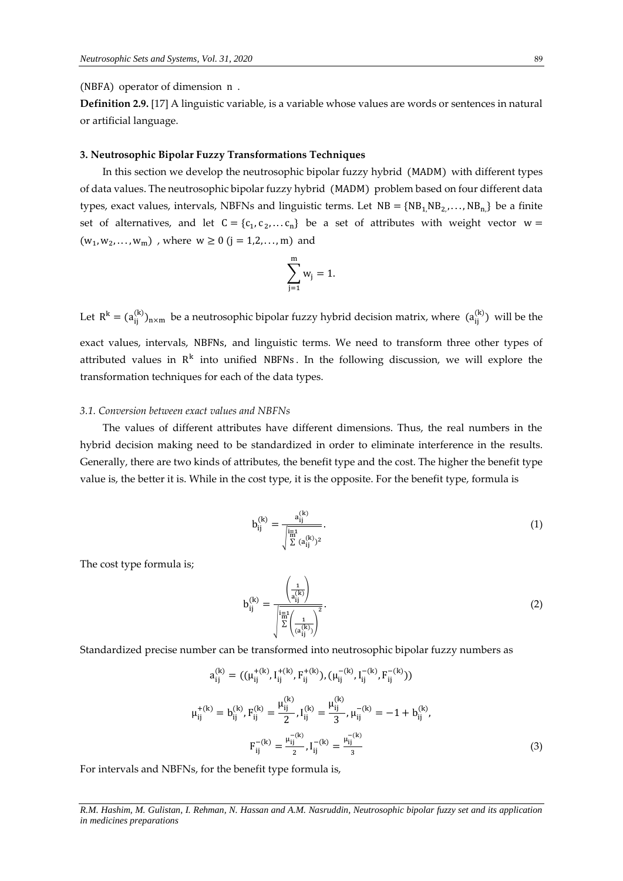(NBFA) operator of dimension $n$ .

**Definition 2.9.** [17] A linguistic variable, is a variable whose values are words or sentences in natural or artificial language.

### 3. Neutrosophic Bipolar Fuzzy Transformations Techniques

In this section we develop the neutrosophic bipolar fuzzy hybrid (MADM) with different types of data values. The neutrosophic bipolar fuzzy hybrid (MADM) problem based on four different data types, exact values, intervals, NBFNs and linguistic terms. Let $NB = \{NB_1, NB_2, \ldots, NB_n\}$ be a finite set of alternatives, and let $C = \{c_1, c_2, \ldots c_n\}$ be a set of attributes with weight vector $w = (w_1, w_2, \ldots, w_m)$ , where $w \geq 0$ $(j = 1,2,\ldots,m)$ and

$$\sum_{j=1}^{m} w_j = 1.$$

Let $R^k = (a_{ij}^{(k)})_{n\times m}$ be a neutrosophic bipolar fuzzy hybrid decision matrix, where $(a_{ij}^{(k)})$ will be the exact values, intervals, NBFNs, and linguistic terms. We need to transform three other types of attributed values in $R^k$ into unified NBFNs. In the following discussion, we will explore the transformation techniques for each of the data types.

#### *3.1. Conversion between exact values and NBFNs*

The values of different attributes have different dimensions. Thus, the real numbers in the hybrid decision making need to be standardized in order to eliminate interference in the results. Generally, there are two kinds of attributes, the benefit type and the cost. The higher the benefit type value is, the better it is. While in the cost type, it is the opposite. For the benefit type, formula is

$$b_{ij}^{(k)} = \frac{a_{ij}^{(k)}}{\sqrt{\sum_{i=1}^{m} (a_{ij}^{(k)})^2}}. \tag{1}$$

The cost type formula is;

$$b_{ij}^{(k)} = \frac{\left(\frac{1}{a_{ij}^{(k)}}\right)}{\sqrt{\sum_{i=1}^{m}\left(\frac{1}{(a_{ij}^{(k)})}\right)^2}}. \tag{2}$$

Standardized precise number can be transformed into neutrosophic bipolar fuzzy numbers as

$$a_{ij}^{(k)} = ((\mu_{ij}^{+(k)}, I_{ij}^{+(k)}, F_{ij}^{+(k)}), (\mu_{ij}^{-(k)}, I_{ij}^{-(k)}, F_{ij}^{-(k)}))$$

$$\mu_{ij}^{+(k)} = b_{ij}^{(k)}, F_{ij}^{(k)} = \frac{\mu_{ij}^{(k)}}{2}, I_{ij}^{(k)} = \frac{\mu_{ij}^{(k)}}{3}, \mu_{ij}^{-(k)} = -1 + b_{ij}^{(k)},$$

$$F_{ij}^{-(k)} = \frac{\mu_{ij}^{-(k)}}{2}, I_{ij}^{-(k)} = \frac{\mu_{ij}^{-(k)}}{3} \tag{3}$$

For intervals and NBFNs, for the benefit type formula is,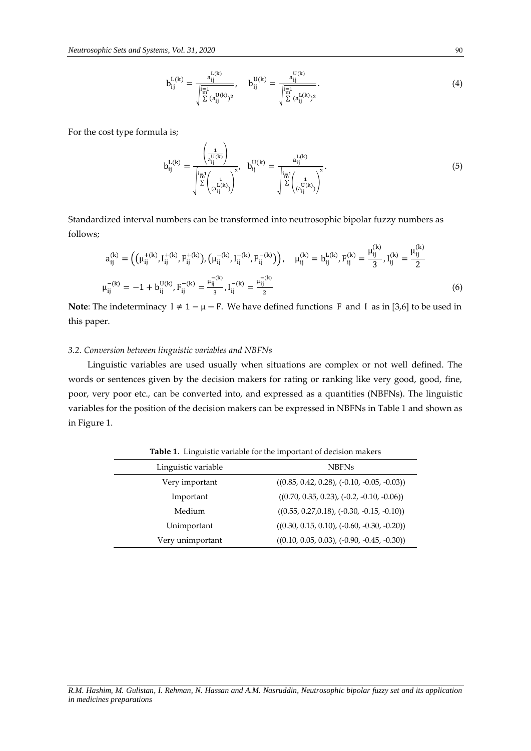$$b_{ij}^{L(k)} = \frac{a_{ij}^{L(k)}}{\sqrt{\sum_{i=1}^{m} (a_{ij}^{U(k)})^2}}, \quad b_{ij}^{U(k)} = \frac{a_{ij}^{U(k)}}{\sqrt{\sum_{i=1}^{m} (a_{ij}^{L(k)})^2}}. \tag{4}$$

For the cost type formula is;

$$b_{ij}^{L(k)} = \frac{\left(\frac{1}{a_{ij}^{U(k)}}\right)}{\sqrt{\sum_{i=1}^{m} \left(\frac{1}{(a_{ij}^{L(k)})}\right)^2}}, \quad b_{ij}^{U(k)} = \frac{a_{ij}^{L(k)}}{\sqrt{\sum_{i=1}^{m} \left(\frac{1}{(a_{ij}^{U(k)})}\right)^2}}. \tag{5}$$

Standardized interval numbers can be transformed into neutrosophic bipolar fuzzy numbers as follows;

$$a_{ij}^{(k)} = \left(\left(\mu_{ij}^{+(k)}, I_{ij}^{+(k)}, F_{ij}^{+(k)}\right), \left(\mu_{ij}^{-(k)}, I_{ij}^{-(k)}, F_{ij}^{-(k)}\right)\right), \quad \mu_{ij}^{(k)} = b_{ij}^{L(k)}, F_{ij}^{(k)} = \frac{\mu_{ij}^{(k)}}{3}, I_{ij}^{(k)} = \frac{\mu_{ij}^{(k)}}{2}$$

$$\mu_{ij}^{-(k)} = -1 + b_{ij}^{U(k)}, F_{ij}^{-(k)} = \frac{\mu_{ij}^{-(k)}}{3}, I_{ij}^{-(k)} = \frac{\mu_{ij}^{-(k)}}{2} \tag{6}$$

**Note**: The indeterminacy $I \neq 1 - \mu - F$. We have defined functions $F$ and $I$ as in [3,6] to be used in this paper.

### *3.2. Conversion between linguistic variables and NBFNs*

Linguistic variables are used usually when situations are complex or not well defined. The words or sentences given by the decision makers for rating or ranking like very good, good, fine, poor, very poor etc., can be converted into, and expressed as a quantities (NBFNs). The linguistic variables for the position of the decision makers can be expressed in NBFNs in Table 1 and shown as in Figure 1.

**Table 1**. Linguistic variable for the important of decision makers

| Linguistic variable | NBFNs |
|---|---|
| Very important | ((0.85, 0.42, 0.28), (-0.10, -0.05, -0.03)) |
| Important | ((0.70, 0.35, 0.23), (-0.2, -0.10, -0.06)) |
| Medium | ((0.55, 0.27,0.18), (-0.30, -0.15, -0.10)) |
| Unimportant | ((0.30, 0.15, 0.10), (-0.60, -0.30, -0.20)) |
| Very unimportant | ((0.10, 0.05, 0.03), (-0.90, -0.45, -0.30)) |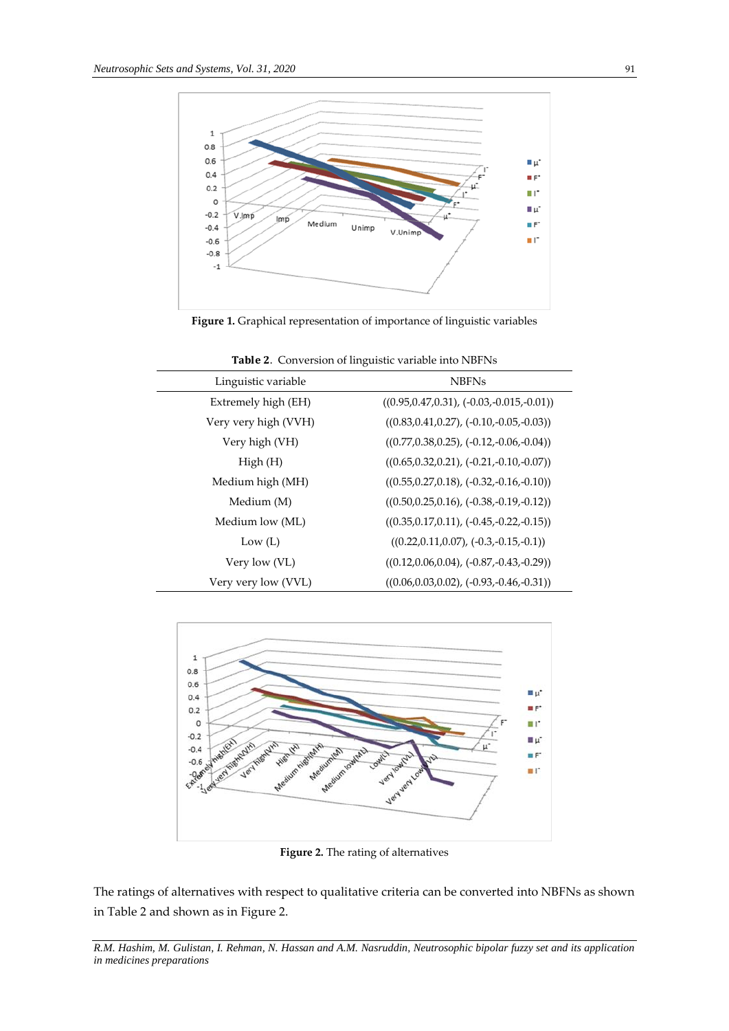Figure 1. Graphical representation of importance of linguistic variables

**Table 2**. Conversion of linguistic variable into NBFNs

| Linguistic variable | NBFNs |
|---|---|
| Extremely high (EH) | ((0.95,0.47,0.31), (-0.03,-0.015,-0.01)) |
| Very very high (VVH) | ((0.83,0.41,0.27), (-0.10,-0.05,-0.03)) |
| Very high (VH) | ((0.77,0.38,0.25), (-0.12,-0.06,-0.04)) |
| High (H) | ((0.65,0.32,0.21), (-0.21,-0.10,-0.07)) |
| Medium high (MH) | ((0.55,0.27,0.18), (-0.32,-0.16,-0.10)) |
| Medium (M) | ((0.50,0.25,0.16), (-0.38,-0.19,-0.12)) |
| Medium low (ML) | ((0.35,0.17,0.11), (-0.45,-0.22,-0.15)) |
| Low (L) | ((0.22,0.11,0.07), (-0.3,-0.15,-0.1)) |
| Very low (VL) | ((0.12,0.06,0.04), (-0.87,-0.43,-0.29)) |
| Very very low (VVL) | ((0.06,0.03,0.02), (-0.93,-0.46,-0.31)) |

Figure 2. The rating of alternatives

The ratings of alternatives with respect to qualitative criteria can be converted into NBFNs as shown in Table 2 and shown as in Figure 2.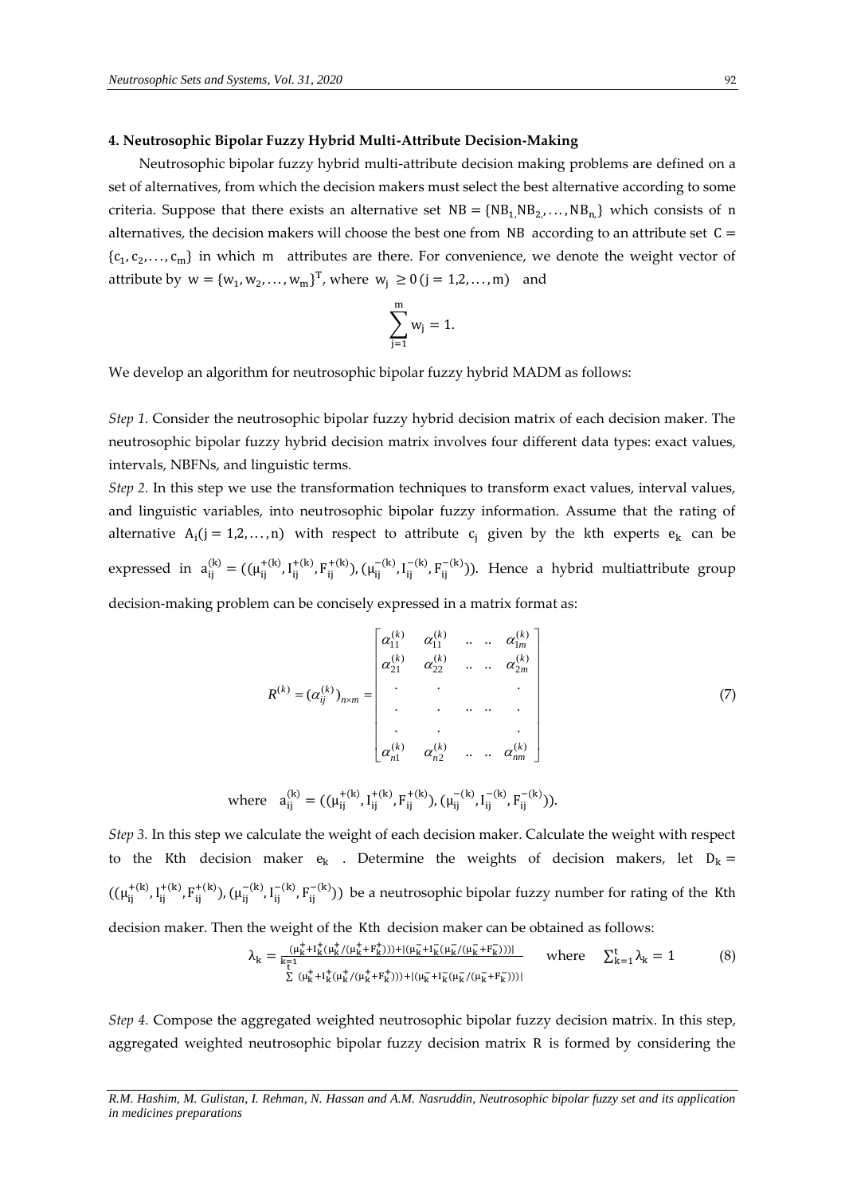## 4. Neutrosophic Bipolar Fuzzy Hybrid Multi-Attribute Decision-Making

Neutrosophic bipolar fuzzy hybrid multi-attribute decision making problems are defined on a set of alternatives, from which the decision makers must select the best alternative according to some criteria. Suppose that there exists an alternative set $NB = \{NB_1, NB_2, \ldots, NB_n\}$ which consists of n alternatives, the decision makers will choose the best one from NB according to an attribute set $C = \{c_1, c_2, \ldots, c_m\}$ in which m attributes are there. For convenience, we denote the weight vector of attribute by $w = \{w_1, w_2, \ldots, w_m\}^T$, where $w_j \geq 0\,(j = 1,2,\ldots,m)$ and

$$\sum_{j=1}^{m} w_j = 1.$$

We develop an algorithm for neutrosophic bipolar fuzzy hybrid MADM as follows:

*Step 1.* Consider the neutrosophic bipolar fuzzy hybrid decision matrix of each decision maker. The neutrosophic bipolar fuzzy hybrid decision matrix involves four different data types: exact values, intervals, NBFNs, and linguistic terms.

*Step 2.* In this step we use the transformation techniques to transform exact values, interval values, and linguistic variables, into neutrosophic bipolar fuzzy information. Assume that the rating of alternative $A_i (j = 1,2,\ldots,n)$ with respect to attribute $c_j$ given by the kth experts $e_k$ can be expressed in $a_{ij}^{(k)} = ((\mu_{ij}^{+(k)}, I_{ij}^{+(k)}, F_{ij}^{+(k)}), (\mu_{ij}^{-(k)}, I_{ij}^{-(k)}, F_{ij}^{-(k)}))$. Hence a hybrid multiattribute group decision-making problem can be concisely expressed in a matrix format as:

$$R^{(k)} = (\alpha_{ij}^{(k)})_{n\times m} = \begin{bmatrix} \alpha_{11}^{(k)} & \alpha_{11}^{(k)} & .. & .. & \alpha_{1m}^{(k)} \\ \alpha_{21}^{(k)} & \alpha_{22}^{(k)} & .. & .. & \alpha_{2m}^{(k)} \\ . & . & & & . \\ . & . & .. & .. & . \\ . & . & & & . \\ \alpha_{n1}^{(k)} & \alpha_{n2}^{(k)} & .. & .. & \alpha_{nm}^{(k)} \end{bmatrix} \tag{7}$$

where $a_{ij}^{(k)} = ((\mu_{ij}^{+(k)}, I_{ij}^{+(k)}, F_{ij}^{+(k)}), (\mu_{ij}^{-(k)}, I_{ij}^{-(k)}, F_{ij}^{-(k)}))$.

*Step 3.* In this step we calculate the weight of each decision maker. Calculate the weight with respect to the Kth decision maker $e_k$. Determine the weights of decision makers, let $D_k = ((\mu_{ij}^{+(k)}, I_{ij}^{+(k)}, F_{ij}^{+(k)}), (\mu_{ij}^{-(k)}, I_{ij}^{-(k)}, F_{ij}^{-(k)}))$ be a neutrosophic bipolar fuzzy number for rating of the Kth decision maker. Then the weight of the Kth decision maker can be obtained as follows:

$$\lambda_k = \frac{(\mu_k^+ + I_k^+(\mu_k^+/(\mu_k^+ + F_k^+))) + |(\mu_k^- + I_k^-(\mu_k^-/(\mu_k^- + F_k^-)))|}{\sum_{k=1}^{t} (\mu_k^+ + I_k^+(\mu_k^+/(\mu_k^+ + F_k^+))) + |(\mu_k^- + I_k^-(\mu_k^-/(\mu_k^- + F_k^-)))|} \quad \text{where} \quad \sum_{k=1}^{t} \lambda_k = 1 \tag{8}$$

*Step 4.* Compose the aggregated weighted neutrosophic bipolar fuzzy decision matrix. In this step, aggregated weighted neutrosophic bipolar fuzzy decision matrix R is formed by considering the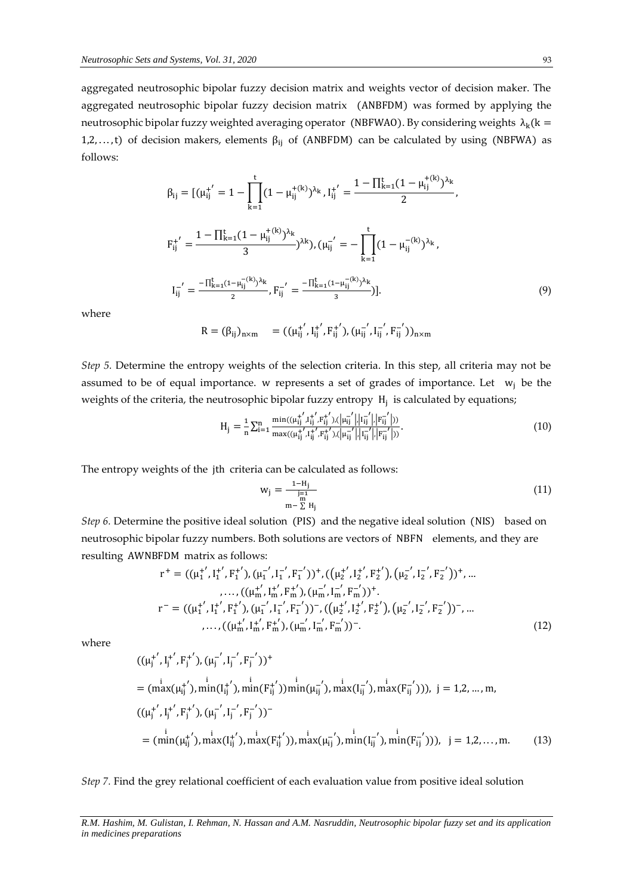aggregated neutrosophic bipolar fuzzy decision matrix and weights vector of decision maker. The aggregated neutrosophic bipolar fuzzy decision matrix (ANBFDM) was formed by applying the neutrosophic bipolar fuzzy weighted averaging operator (NBFWAO). By considering weights $\lambda_k (k = 1,2,\ldots,t)$ of decision makers, elements $\beta_{ij}$ of (ANBFDM) can be calculated by using (NBFWA) as follows:

$$\beta_{ij} = [(\mu_{ij}^{+'} = 1 - \prod_{k=1}^{t}(1-\mu_{ij}^{+(k)})^{\lambda_k}, I_{ij}^{+'} = \frac{1-\prod_{k=1}^{t}(1-\mu_{ij}^{+(k)})^{\lambda_k}}{2},$$

$$F_{ij}^{+'} = \frac{1-\prod_{k=1}^{t}(1-\mu_{ij}^{+(k)})^{\lambda_k}}{3})^{\lambda k}), (\mu_{ij}^{-'} = -\prod_{k=1}^{t}(1-\mu_{ij}^{-(k)})^{\lambda_k},$$

$$I_{ij}^{-'} = \frac{-\prod_{k=1}^{t}(1-\mu_{ij}^{-(k)})^{\lambda_k}}{2}, F_{ij}^{-'} = \frac{-\prod_{k=1}^{t}(1-\mu_{ij}^{-(k)})^{\lambda_k}}{3})]. \tag{9}$$

where

$$R = (\beta_{ij})_{n\times m} \quad = ((\mu_{ij}^{+'}, I_{ij}^{+'}, F_{ij}^{+'}), (\mu_{ij}^{-'}, I_{ij}^{-'}, F_{ij}^{-'}))_{n\times m}$$

*Step 5.* Determine the entropy weights of the selection criteria. In this step, all criteria may not be assumed to be of equal importance. w represents a set of grades of importance. Let $w_j$ be the weights of the criteria, the neutrosophic bipolar fuzzy entropy $H_j$ is calculated by equations;

$$H_j = \frac{1}{n}\sum_{i=1}^{n}\frac{\min((\mu_{ij}^{+'}, I_{ij}^{+'}, F_{ij}^{+'}), (|\mu_{ij}^{-'}|, |I_{ij}^{-'}|, |F_{ij}^{-'}|))}{\max((\mu_{ij}^{+'}, I_{ij}^{+'}, F_{ij}^{+'}), (|\mu_{ij}^{-'}|, |I_{ij}^{-'}|, |F_{ij}^{-'}|))}. \tag{10}$$

The entropy weights of the jth criteria can be calculated as follows:

$$w_j = \frac{1-H_j}{m - \sum_{j=1}^{m} H_j} \tag{11}$$

*Step 6.* Determine the positive ideal solution (PIS) and the negative ideal solution (NIS) based on neutrosophic bipolar fuzzy numbers. Both solutions are vectors of NBFN elements, and they are resulting AWNBFDM matrix as follows:

$$r^{+} = ((\mu_1^{+'}, I_1^{+'}, F_1^{+'}), (\mu_1^{-'}, I_1^{-'}, F_1^{-'}))^{+}, ((\mu_2^{+'}, I_2^{+'}, F_2^{+'}), (\mu_2^{-'}, I_2^{-'}, F_2^{-'}))^{+}, \ldots, \ldots, ((\mu_m^{+'}, I_m^{+'}, F_m^{+'}), (\mu_m^{-'}, I_m^{-'}, F_m^{-'}))^{+}.$$

$$r^{-} = ((\mu_1^{+'}, I_1^{+'}, F_1^{+'}), (\mu_1^{-'}, I_1^{-'}, F_1^{-'}))^{-}, ((\mu_2^{+'}, I_2^{+'}, F_2^{+'}), (\mu_2^{-'}, I_2^{-'}, F_2^{-'}))^{-}, \ldots, \ldots, ((\mu_m^{+'}, I_m^{+'}, F_m^{+'}), (\mu_m^{-'}, I_m^{-'}, F_m^{-'}))^{-}. \tag{12}$$

where

$$((\mu_j^{+'}, I_j^{+'}, F_j^{+'}), (\mu_j^{-'}, I_j^{-'}, F_j^{-'}))^{+}$$
$$= (\max^{i}(\mu_{ij}^{+'}), \min^{i}(I_{ij}^{+'}), \min^{i}(F_{ij}^{+'}))\min^{i}(\mu_{ij}^{-'}), \max^{i}(I_{ij}^{-'}), \max^{i}(F_{ij}^{-'}))), \ j = 1,2,\ldots,m,$$
$$((\mu_j^{+'}, I_j^{+'}, F_j^{+'}), (\mu_j^{-'}, I_j^{-'}, F_j^{-'}))^{-}$$
$$= (\min^{i}(\mu_{ij}^{+'}), \max^{i}(I_{ij}^{+'}), \max^{i}(F_{ij}^{+'})), \max^{i}(\mu_{ij}^{-'}), \min^{i}(I_{ij}^{-'}), \min^{i}(F_{ij}^{-'}))), \ j = 1,2,\ldots,m. \tag{13}$$

*Step 7.* Find the grey relational coefficient of each evaluation value from positive ideal solution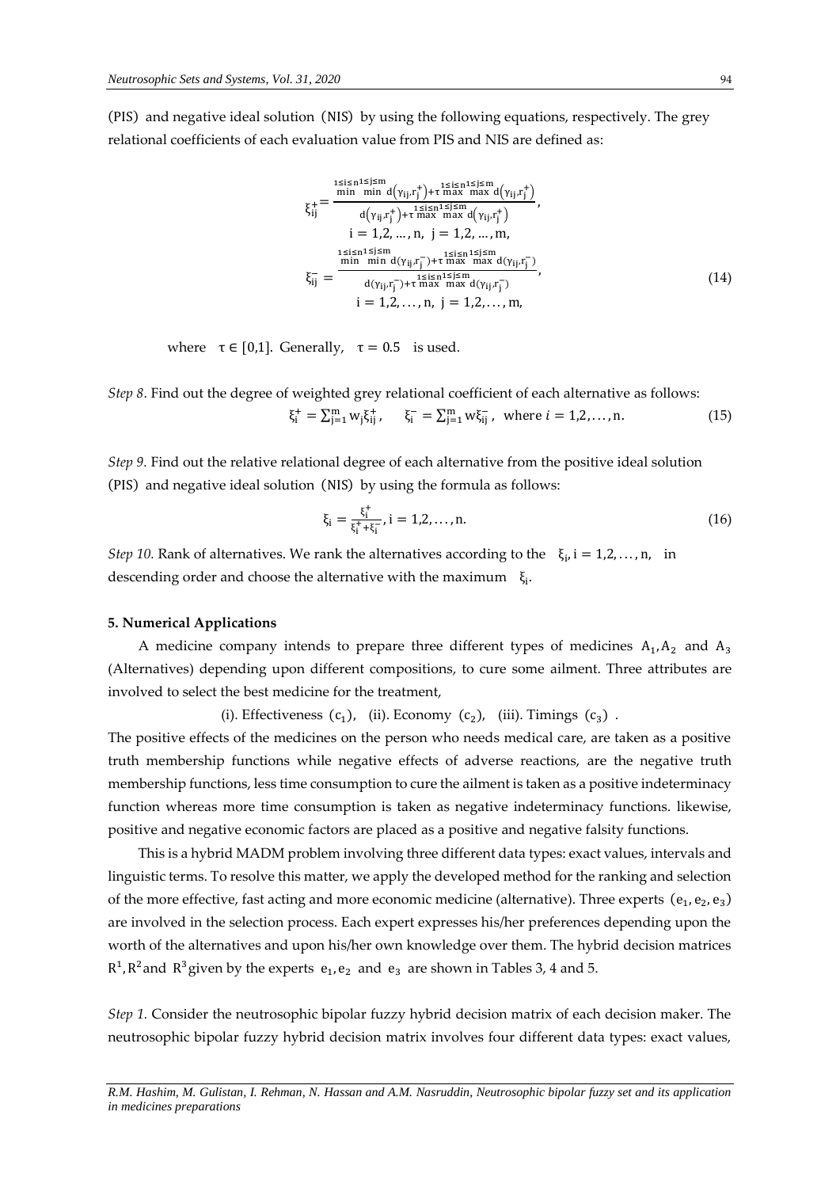(PIS) and negative ideal solution (NIS) by using the following equations, respectively. The grey relational coefficients of each evaluation value from PIS and NIS are defined as:

$$\xi_{ij}^{+} = \frac{\min\limits_{1\le i\le n}\min\limits_{1\le j\le m} d\left(\gamma_{ij}, r_j^{+}\right) + \tau \max\limits_{1\le i\le n}\max\limits_{1\le j\le m} d\left(\gamma_{ij}, r_j^{+}\right)}{d\left(\gamma_{ij}, r_j^{+}\right) + \tau \max\limits_{1\le i\le n}\max\limits_{1\le j\le m} d\left(\gamma_{ij}, r_j^{+}\right)},$$
$$i = 1,2,\ldots,n,\ j = 1,2,\ldots,m,$$
$$\xi_{ij}^{-} = \frac{\min\limits_{1\le i\le n}\min\limits_{1\le j\le m} d(\gamma_{ij}, r_j^{-}) + \tau \max\limits_{1\le i\le n}\max\limits_{1\le j\le m} d(\gamma_{ij}, r_j^{-})}{d(\gamma_{ij}, r_j^{-}) + \tau \max\limits_{1\le i\le n}\max\limits_{1\le j\le m} d(\gamma_{ij}, r_j^{-})}, \tag{14}$$
$$i = 1,2,\ldots,n,\ j = 1,2,\ldots,m,$$

where $\tau \in [0,1]$. Generally, $\tau = 0.5$ is used.

*Step 8*. Find out the degree of weighted grey relational coefficient of each alternative as follows:

$$\xi_i^{+} = \sum_{j=1}^{m} w_j \xi_{ij}^{+}, \quad \xi_i^{-} = \sum_{j=1}^{m} w\xi_{ij}^{-}, \text{ where } i = 1,2,\ldots,n. \tag{15}$$

*Step 9.* Find out the relative relational degree of each alternative from the positive ideal solution (PIS) and negative ideal solution (NIS) by using the formula as follows:

$$\xi_i = \frac{\xi_i^{+}}{\xi_i^{+} + \xi_i^{-}}, i = 1,2,\ldots,n. \tag{16}$$

*Step 10.* Rank of alternatives. We rank the alternatives according to the $\xi_i, i = 1,2,\ldots,n,$ in descending order and choose the alternative with the maximum $\xi_i$.

**5. Numerical Applications**

A medicine company intends to prepare three different types of medicines $A_1, A_2$ and $A_3$ (Alternatives) depending upon different compositions, to cure some ailment. Three attributes are involved to select the best medicine for the treatment,

(i). Effectiveness $(c_1)$, (ii). Economy $(c_2)$, (iii). Timings $(c_3)$ .

The positive effects of the medicines on the person who needs medical care, are taken as a positive truth membership functions while negative effects of adverse reactions, are the negative truth membership functions, less time consumption to cure the ailment is taken as a positive indeterminacy function whereas more time consumption is taken as negative indeterminacy functions. likewise, positive and negative economic factors are placed as a positive and negative falsity functions.

This is a hybrid MADM problem involving three different data types: exact values, intervals and linguistic terms. To resolve this matter, we apply the developed method for the ranking and selection of the more effective, fast acting and more economic medicine (alternative). Three experts $(e_1, e_2, e_3)$ are involved in the selection process. Each expert expresses his/her preferences depending upon the worth of the alternatives and upon his/her own knowledge over them. The hybrid decision matrices $R^1, R^2$ and $R^3$ given by the experts $e_1, e_2$ and $e_3$ are shown in Tables 3, 4 and 5.

*Step 1.* Consider the neutrosophic bipolar fuzzy hybrid decision matrix of each decision maker. The neutrosophic bipolar fuzzy hybrid decision matrix involves four different data types: exact values,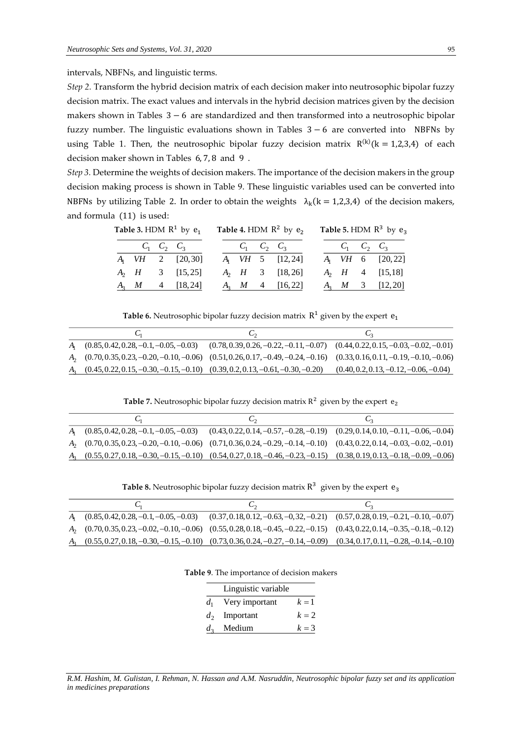intervals, NBFNs, and linguistic terms.

*Step 2.* Transform the hybrid decision matrix of each decision maker into neutrosophic bipolar fuzzy decision matrix. The exact values and intervals in the hybrid decision matrices given by the decision makers shown in Tables $3-6$ are standardized and then transformed into a neutrosophic bipolar fuzzy number. The linguistic evaluations shown in Tables $3-6$ are converted into NBFNs by using Table 1. Then, the neutrosophic bipolar fuzzy decision matrix $R^{(k)}(k=1,2,3,4)$ of each decision maker shown in Tables 6, 7, 8 and 9.

*Step 3.* Determine the weights of decision makers. The importance of the decision makers in the group decision making process is shown in Table 9. These linguistic variables used can be converted into NBFNs by utilizing Table 2. In order to obtain the weights $\lambda_k(k=1,2,3,4)$ of the decision makers, and formula (11) is used:

**Table 3.** HDM $R^1$ by $e_1$

| | $C_1$ | $C_2$ | $C_3$ |
|---|---|---|---|
| $A_1$ | $VH$ | 2 | [20, 30] |
| $A_2$ | $H$ | 3 | [15, 25] |
| $A_3$ | $M$ | 4 | [18, 24] |

**Table 4.** HDM $R^2$ by $e_2$

| | $C_1$ | $C_2$ | $C_3$ |
|---|---|---|---|
| $A_1$ | $VH$ | 5 | [12, 24] |
| $A_2$ | $H$ | 3 | [18, 26] |
| $A_3$ | $M$ | 4 | [16, 22] |

**Table 5.** HDM $R^3$ by $e_3$

| | $C_1$ | $C_2$ | $C_3$ |
|---|---|---|---|
| $A_1$ | $VH$ | 6 | [20, 22] |
| $A_2$ | $H$ | 4 | [15, 18] |
| $A_3$ | $M$ | 3 | [12, 20] |

**Table 6.** Neutrosophic bipolar fuzzy decision matrix $R^1$ given by the expert $e_1$

| | $C_1$ | $C_2$ | $C_3$ |
|---|---|---|---|
| $A_1$ | (0.85, 0.42, 0.28, −0.1, −0.05, −0.03) | (0.78, 0.39, 0.26, −0.22, −0.11, −0.07) | (0.44, 0.22, 0.15, −0.03, −0.02, −0.01) |
| $A_2$ | (0.70, 0.35, 0.23, −0.20, −0.10, −0.06) | (0.51, 0.26, 0.17, −0.49, −0.24, −0.16) | (0.33, 0.16, 0.11, −0.19, −0.10, −0.06) |
| $A_3$ | (0.45, 0.22, 0.15, −0.30, −0.15, −0.10) | (0.39, 0.2, 0.13, −0.61, −0.30, −0.20) | (0.40, 0.2, 0.13, −0.12, −0.06, −0.04) |

**Table 7.** Neutrosophic bipolar fuzzy decision matrix $R^2$ given by the expert $e_2$

| | $C_1$ | $C_2$ | $C_3$ |
|---|---|---|---|
| $A_1$ | (0.85, 0.42, 0.28, −0.1, −0.05, −0.03) | (0.43, 0.22, 0.14, −0.57, −0.28, −0.19) | (0.29, 0.14, 0.10, −0.11, −0.06, −0.04) |
| $A_2$ | (0.70, 0.35, 0.23, −0.20, −0.10, −0.06) | (0.71, 0.36, 0.24, −0.29, −0.14, −0.10) | (0.43, 0.22, 0.14, −0.03, −0.02, −0.01) |
| $A_3$ | (0.55, 0.27, 0.18, −0.30, −0.15, −0.10) | (0.54, 0.27, 0.18, −0.46, −0.23, −0.15) | (0.38, 0.19, 0.13, −0.18, −0.09, −0.06) |

**Table 8.** Neutrosophic bipolar fuzzy decision matrix $R^3$ given by the expert $e_3$

| | $C_1$ | $C_2$ | $C_3$ |
|---|---|---|---|
| $A_1$ | (0.85, 0.42, 0.28, −0.1, −0.05, −0.03) | (0.37, 0.18, 0.12, −0.63, −0, 32, −0.21) | (0.57, 0.28, 0.19, −0.21, −0.10, −0.07) |
| $A_2$ | (0.70, 0.35, 0.23, −0.02, −0.10, −0.06) | (0.55, 0.28, 0.18, −0.45, −0.22, −0.15) | (0.43, 0.22, 0.14, −0.35, −0.18, −0.12) |
| $A_3$ | (0.55, 0.27, 0.18, −0.30, −0.15, −0.10) | (0.73, 0.36, 0.24, −0.27, −0.14, −0.09) | (0.34, 0.17, 0.11, −0.28, −0.14, −0.10) |

**Table 9**. The importance of decision makers

| | Linguistic variable | |
|---|---|---|
| $d_1$ | Very important | $k=1$ |
| $d_2$ | Important | $k=2$ |
| $d_3$ | Medium | $k=3$ |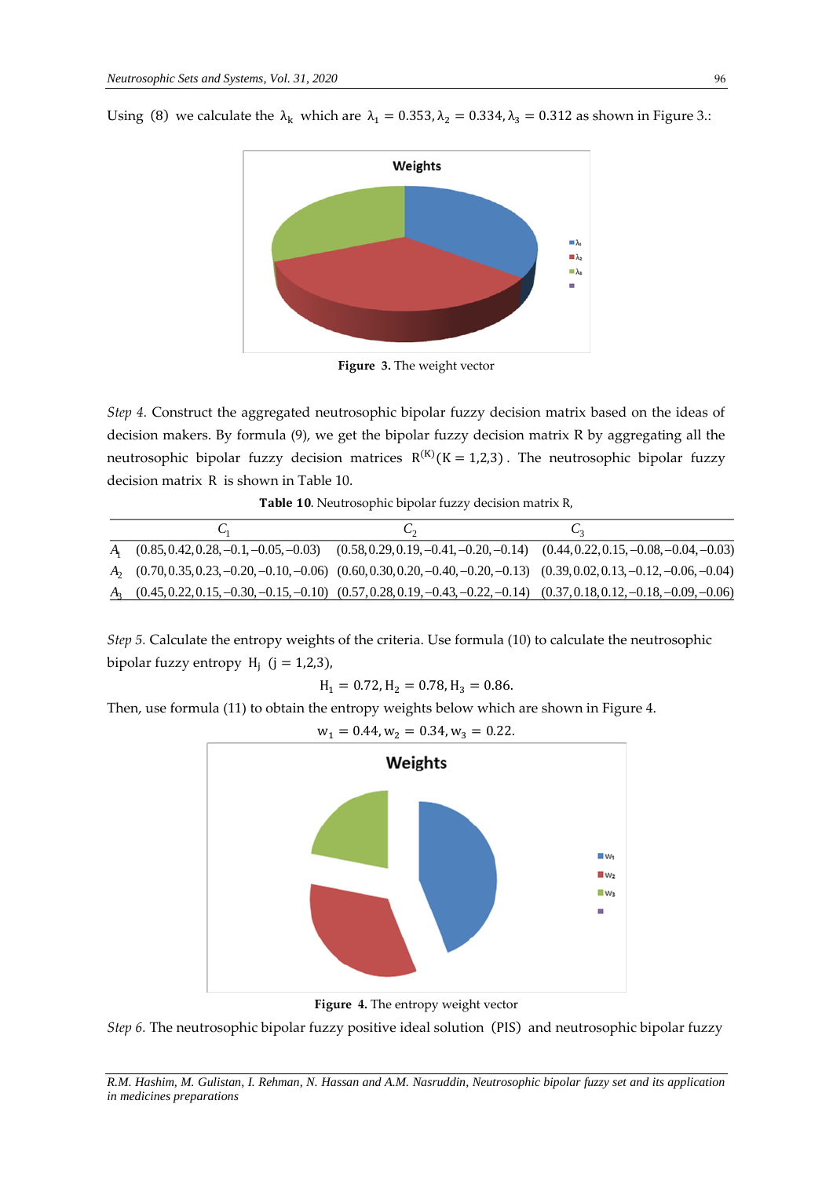Using (8) we calculate the $\lambda_k$ which are $\lambda_1 = 0.353, \lambda_2 = 0.334, \lambda_3 = 0.312$ as shown in Figure 3.:

**Figure 3.** The weight vector

*Step 4.* Construct the aggregated neutrosophic bipolar fuzzy decision matrix based on the ideas of decision makers. By formula (9), we get the bipolar fuzzy decision matrix R by aggregating all the neutrosophic bipolar fuzzy decision matrices $R^{(K)}(K = 1,2,3)$. The neutrosophic bipolar fuzzy decision matrix R is shown in Table 10.

**Table 10**. Neutrosophic bipolar fuzzy decision matrix R,

| | $C_1$ | $C_2$ | $C_3$ |
|---|---|---|---|
| $A_1$ | $(0.85, 0.42, 0.28, -0.1, -0.05, -0.03)$ | $(0.58, 0.29, 0.19, -0.41, -0.20, -0.14)$ | $(0.44, 0.22, 0.15, -0.08, -0.04, -0.03)$ |
| $A_2$ | $(0.70, 0.35, 0.23, -0.20, -0.10, -0.06)$ | $(0.60, 0.30, 0.20, -0.40, -0.20, -0.13)$ | $(0.39, 0.02, 0.13, -0.12, -0.06, -0.04)$ |
| $A_3$ | $(0.45, 0.22, 0.15, -0.30, -0.15, -0.10)$ | $(0.57, 0.28, 0.19, -0.43, -0.22, -0.14)$ | $(0.37, 0.18, 0.12, -0.18, -0.09, -0.06)$ |

*Step 5.* Calculate the entropy weights of the criteria. Use formula (10) to calculate the neutrosophic bipolar fuzzy entropy $H_j$ $(j = 1,2,3)$,

$$H_1 = 0.72, H_2 = 0.78, H_3 = 0.86.$$

Then, use formula (11) to obtain the entropy weights below which are shown in Figure 4.

$$w_1 = 0.44, w_2 = 0.34, w_3 = 0.22.$$

**Figure 4.** The entropy weight vector

*Step 6.* The neutrosophic bipolar fuzzy positive ideal solution (PIS) and neutrosophic bipolar fuzzy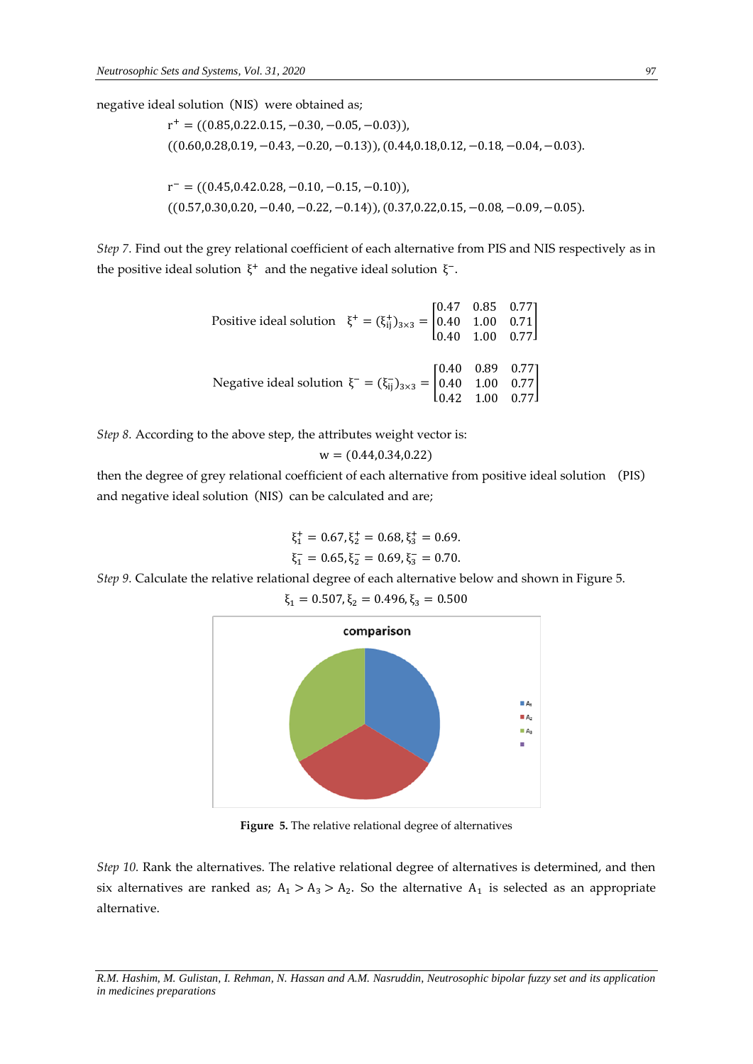negative ideal solution (NIS) were obtained as;

$$r^{+} = ((0.85,0.22.0.15,-0.30,-0.05,-0.03)),$$
$$((0.60,0.28,0.19,-0.43,-0.20,-0.13)),(0.44,0.18,0.12,-0.18,-0.04,-0.03).$$

$$r^{-} = ((0.45,0.42.0.28,-0.10,-0.15,-0.10)),$$
$$((0.57,0.30,0.20,-0.40,-0.22,-0.14)),(0.37,0.22,0.15,-0.08,-0.09,-0.05).$$

*Step 7.* Find out the grey relational coefficient of each alternative from PIS and NIS respectively as in the positive ideal solution $\xi^{+}$ and the negative ideal solution $\xi^{-}$.

$$\text{Positive ideal solution} \quad \xi^{+} = (\xi_{ij}^{+})_{3\times3} = \begin{bmatrix} 0.47 & 0.85 & 0.77 \\ 0.40 & 1.00 & 0.71 \\ 0.40 & 1.00 & 0.77 \end{bmatrix}$$

$$\text{Negative ideal solution} \quad \xi^{-} = (\xi_{ij}^{-})_{3\times3} = \begin{bmatrix} 0.40 & 0.89 & 0.77 \\ 0.40 & 1.00 & 0.77 \\ 0.42 & 1.00 & 0.77 \end{bmatrix}$$

*Step 8.* According to the above step, the attributes weight vector is:

$$w = (0.44,0.34,0.22)$$

then the degree of grey relational coefficient of each alternative from positive ideal solution (PIS) and negative ideal solution (NIS) can be calculated and are;

$$\xi_1^{+} = 0.67, \xi_2^{+} = 0.68, \xi_3^{+} = 0.69.$$
$$\xi_1^{-} = 0.65, \xi_2^{-} = 0.69, \xi_3^{-} = 0.70.$$

*Step 9.* Calculate the relative relational degree of each alternative below and shown in Figure 5.

$$\xi_1 = 0.507, \xi_2 = 0.496, \xi_3 = 0.500$$

**Figure 5.** The relative relational degree of alternatives

*Step 10.* Rank the alternatives. The relative relational degree of alternatives is determined, and then six alternatives are ranked as; $A_1 > A_3 > A_2$. So the alternative $A_1$ is selected as an appropriate alternative.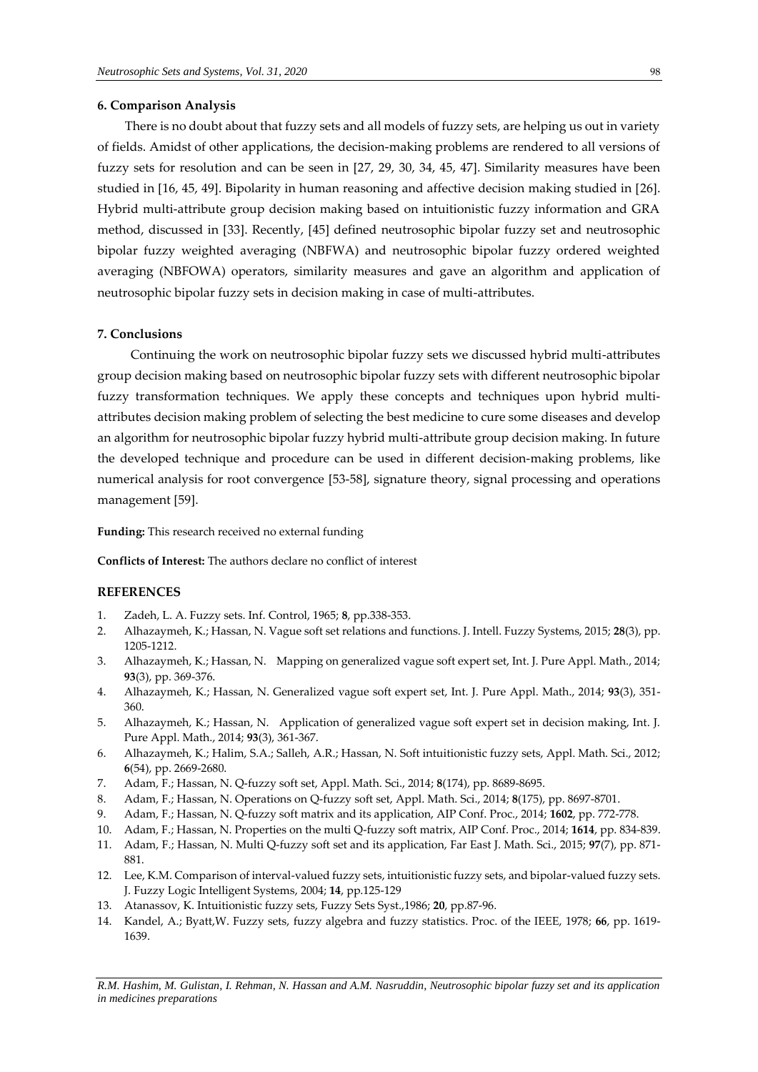## 6. Comparison Analysis

There is no doubt about that fuzzy sets and all models of fuzzy sets, are helping us out in variety of fields. Amidst of other applications, the decision-making problems are rendered to all versions of fuzzy sets for resolution and can be seen in [27, 29, 30, 34, 45, 47]. Similarity measures have been studied in [16, 45, 49]. Bipolarity in human reasoning and affective decision making studied in [26]. Hybrid multi-attribute group decision making based on intuitionistic fuzzy information and GRA method, discussed in [33]. Recently, [45] defined neutrosophic bipolar fuzzy set and neutrosophic bipolar fuzzy weighted averaging (NBFWA) and neutrosophic bipolar fuzzy ordered weighted averaging (NBFOWA) operators, similarity measures and gave an algorithm and application of neutrosophic bipolar fuzzy sets in decision making in case of multi-attributes.

## 7. Conclusions

Continuing the work on neutrosophic bipolar fuzzy sets we discussed hybrid multi-attributes group decision making based on neutrosophic bipolar fuzzy sets with different neutrosophic bipolar fuzzy transformation techniques. We apply these concepts and techniques upon hybrid multi-attributes decision making problem of selecting the best medicine to cure some diseases and develop an algorithm for neutrosophic bipolar fuzzy hybrid multi-attribute group decision making. In future the developed technique and procedure can be used in different decision-making problems, like numerical analysis for root convergence [53-58], signature theory, signal processing and operations management [59].

**Funding:** This research received no external funding

**Conflicts of Interest:** The authors declare no conflict of interest

## REFERENCES

1. Zadeh, L. A. Fuzzy sets. Inf. Control, 1965; **8**, pp.338-353.
2. Alhazaymeh, K.; Hassan, N. Vague soft set relations and functions. J. Intell. Fuzzy Systems, 2015; **28**(3), pp. 1205-1212.
3. Alhazaymeh, K.; Hassan, N. Mapping on generalized vague soft expert set, Int. J. Pure Appl. Math., 2014; **93**(3), pp. 369-376.
4. Alhazaymeh, K.; Hassan, N. Generalized vague soft expert set, Int. J. Pure Appl. Math., 2014; **93**(3), 351-360.
5. Alhazaymeh, K.; Hassan, N. Application of generalized vague soft expert set in decision making, Int. J. Pure Appl. Math., 2014; **93**(3), 361-367.
6. Alhazaymeh, K.; Halim, S.A.; Salleh, A.R.; Hassan, N. Soft intuitionistic fuzzy sets, Appl. Math. Sci., 2012; **6**(54), pp. 2669-2680.
7. Adam, F.; Hassan, N. Q-fuzzy soft set, Appl. Math. Sci., 2014; **8**(174), pp. 8689-8695.
8. Adam, F.; Hassan, N. Operations on Q-fuzzy soft set, Appl. Math. Sci., 2014; **8**(175), pp. 8697-8701.
9. Adam, F.; Hassan, N. Q-fuzzy soft matrix and its application, AIP Conf. Proc., 2014; **1602**, pp. 772-778.
10. Adam, F.; Hassan, N. Properties on the multi Q-fuzzy soft matrix, AIP Conf. Proc., 2014; **1614**, pp. 834-839.
11. Adam, F.; Hassan, N. Multi Q-fuzzy soft set and its application, Far East J. Math. Sci., 2015; **97**(7), pp. 871-881.
12. Lee, K.M. Comparison of interval-valued fuzzy sets, intuitionistic fuzzy sets, and bipolar-valued fuzzy sets. J. Fuzzy Logic Intelligent Systems, 2004; **14**, pp.125-129
13. Atanassov, K. Intuitionistic fuzzy sets, Fuzzy Sets Syst.,1986; **20**, pp.87-96.
14. Kandel, A.; Byatt,W. Fuzzy sets, fuzzy algebra and fuzzy statistics. Proc. of the IEEE, 1978; **66**, pp. 1619-1639.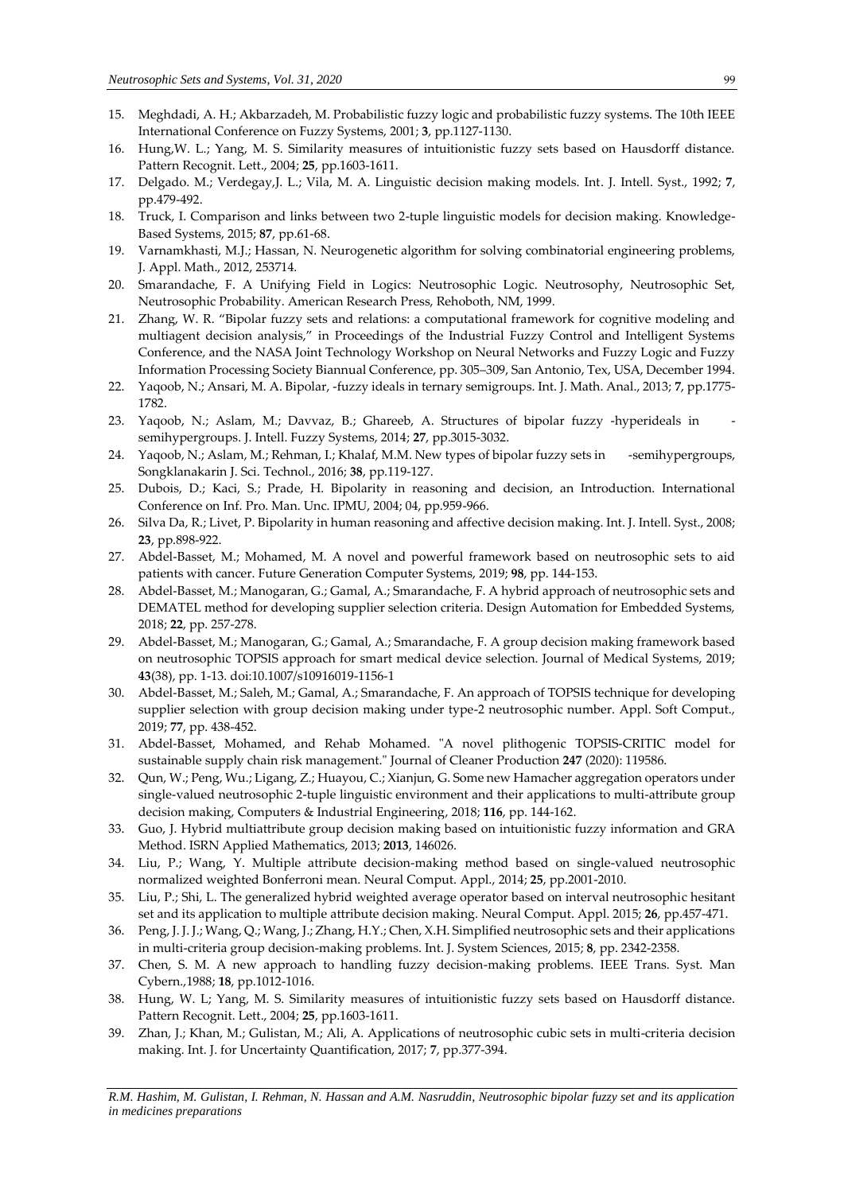15. Meghdadi, A. H.; Akbarzadeh, M. Probabilistic fuzzy logic and probabilistic fuzzy systems. The 10th IEEE International Conference on Fuzzy Systems, 2001; **3**, pp.1127-1130.
16. Hung,W. L.; Yang, M. S. Similarity measures of intuitionistic fuzzy sets based on Hausdorff distance. Pattern Recognit. Lett., 2004; **25**, pp.1603-1611.
17. Delgado. M.; Verdegay,J. L.; Vila, M. A. Linguistic decision making models. Int. J. Intell. Syst., 1992; **7**, pp.479-492.
18. Truck, I. Comparison and links between two 2-tuple linguistic models for decision making. Knowledge-Based Systems, 2015; **87**, pp.61-68.
19. Varnamkhasti, M.J.; Hassan, N. Neurogenetic algorithm for solving combinatorial engineering problems, J. Appl. Math., 2012, 253714.
20. Smarandache, F. A Unifying Field in Logics: Neutrosophic Logic. Neutrosophy, Neutrosophic Set, Neutrosophic Probability. American Research Press, Rehoboth, NM, 1999.
21. Zhang, W. R. "Bipolar fuzzy sets and relations: a computational framework for cognitive modeling and multiagent decision analysis," in Proceedings of the Industrial Fuzzy Control and Intelligent Systems Conference, and the NASA Joint Technology Workshop on Neural Networks and Fuzzy Logic and Fuzzy Information Processing Society Biannual Conference, pp. 305–309, San Antonio, Tex, USA, December 1994.
22. Yaqoob, N.; Ansari, M. A. Bipolar, -fuzzy ideals in ternary semigroups. Int. J. Math. Anal., 2013; **7**, pp.1775-1782.
23. Yaqoob, N.; Aslam, M.; Davvaz, B.; Ghareeb, A. Structures of bipolar fuzzy -hyperideals in - semihypergroups. J. Intell. Fuzzy Systems, 2014; **27**, pp.3015-3032.
24. Yaqoob, N.; Aslam, M.; Rehman, I.; Khalaf, M.M. New types of bipolar fuzzy sets in -semihypergroups, Songklanakarin J. Sci. Technol., 2016; **38**, pp.119-127.
25. Dubois, D.; Kaci, S.; Prade, H. Bipolarity in reasoning and decision, an Introduction. International Conference on Inf. Pro. Man. Unc. IPMU, 2004; 04, pp.959-966.
26. Silva Da, R.; Livet, P. Bipolarity in human reasoning and affective decision making. Int. J. Intell. Syst., 2008; **23**, pp.898-922.
27. Abdel-Basset, M.; Mohamed, M. A novel and powerful framework based on neutrosophic sets to aid patients with cancer. Future Generation Computer Systems, 2019; **98**, pp. 144-153.
28. Abdel-Basset, M.; Manogaran, G.; Gamal, A.; Smarandache, F. A hybrid approach of neutrosophic sets and DEMATEL method for developing supplier selection criteria. Design Automation for Embedded Systems, 2018; **22**, pp. 257-278.
29. Abdel-Basset, M.; Manogaran, G.; Gamal, A.; Smarandache, F. A group decision making framework based on neutrosophic TOPSIS approach for smart medical device selection. Journal of Medical Systems, 2019; **43**(38), pp. 1-13. doi:10.1007/s10916019-1156-1
30. Abdel-Basset, M.; Saleh, M.; Gamal, A.; Smarandache, F. An approach of TOPSIS technique for developing supplier selection with group decision making under type-2 neutrosophic number. Appl. Soft Comput., 2019; **77**, pp. 438-452.
31. Abdel-Basset, Mohamed, and Rehab Mohamed. "A novel plithogenic TOPSIS-CRITIC model for sustainable supply chain risk management." Journal of Cleaner Production **247** (2020): 119586.
32. Qun, W.; Peng, Wu.; Ligang, Z.; Huayou, C.; Xianjun, G. Some new Hamacher aggregation operators under single-valued neutrosophic 2-tuple linguistic environment and their applications to multi-attribute group decision making, Computers & Industrial Engineering, 2018; **116**, pp. 144-162.
33. Guo, J. Hybrid multiattribute group decision making based on intuitionistic fuzzy information and GRA Method. ISRN Applied Mathematics, 2013; **2013**, 146026.
34. Liu, P.; Wang, Y. Multiple attribute decision-making method based on single-valued neutrosophic normalized weighted Bonferroni mean. Neural Comput. Appl., 2014; **25**, pp.2001-2010.
35. Liu, P.; Shi, L. The generalized hybrid weighted average operator based on interval neutrosophic hesitant set and its application to multiple attribute decision making. Neural Comput. Appl. 2015; **26**, pp.457-471.
36. Peng, J. J. J.; Wang, Q.; Wang, J.; Zhang, H.Y.; Chen, X.H. Simplified neutrosophic sets and their applications in multi-criteria group decision-making problems. Int. J. System Sciences, 2015; **8**, pp. 2342-2358.
37. Chen, S. M. A new approach to handling fuzzy decision-making problems. IEEE Trans. Syst. Man Cybern.,1988; **18**, pp.1012-1016.
38. Hung, W. L; Yang, M. S. Similarity measures of intuitionistic fuzzy sets based on Hausdorff distance. Pattern Recognit. Lett., 2004; **25**, pp.1603-1611.
39. Zhan, J.; Khan, M.; Gulistan, M.; Ali, A. Applications of neutrosophic cubic sets in multi-criteria decision making. Int. J. for Uncertainty Quantification, 2017; **7**, pp.377-394.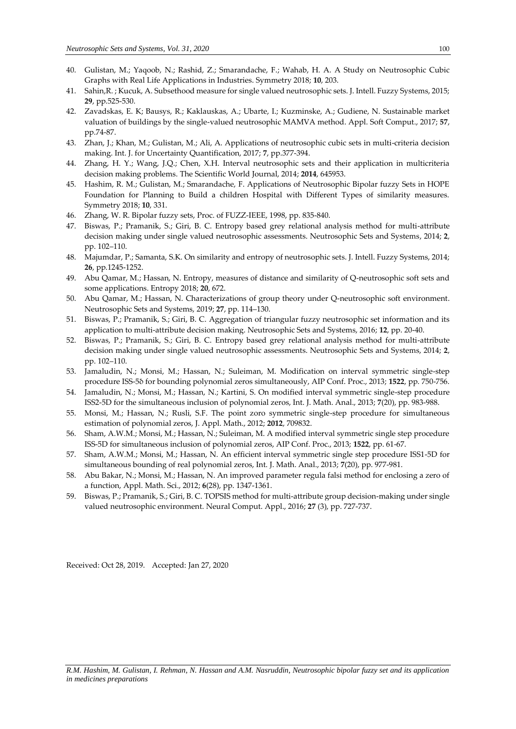40. Gulistan, M.; Yaqoob, N.; Rashid, Z.; Smarandache, F.; Wahab, H. A. A Study on Neutrosophic Cubic Graphs with Real Life Applications in Industries. Symmetry 2018; **10**, 203.
41. Sahin,R. ; Kucuk, A. Subsethood measure for single valued neutrosophic sets. J. Intell. Fuzzy Systems, 2015; **29**, pp.525-530.
42. Zavadskas, E. K; Bausys, R.; Kaklauskas, A.; Ubarte, I.; Kuzminske, A.; Gudiene, N. Sustainable market valuation of buildings by the single-valued neutrosophic MAMVA method. Appl. Soft Comput., 2017; **57**, pp.74-87.
43. Zhan, J.; Khan, M.; Gulistan, M.; Ali, A. Applications of neutrosophic cubic sets in multi-criteria decision making. Int. J. for Uncertainty Quantification, 2017; **7**, pp.377-394.
44. Zhang, H. Y.; Wang, J.Q.; Chen, X.H. Interval neutrosophic sets and their application in multicriteria decision making problems. The Scientific World Journal, 2014; **2014**, 645953.
45. Hashim, R. M.; Gulistan, M.; Smarandache, F. Applications of Neutrosophic Bipolar fuzzy Sets in HOPE Foundation for Planning to Build a children Hospital with Different Types of similarity measures. Symmetry 2018; **10**, 331.
46. Zhang, W. R. Bipolar fuzzy sets, Proc. of FUZZ-IEEE, 1998, pp. 835-840.
47. Biswas, P.; Pramanik, S.; Giri, B. C. Entropy based grey relational analysis method for multi-attribute decision making under single valued neutrosophic assessments. Neutrosophic Sets and Systems, 2014; **2**, pp. 102–110.
48. Majumdar, P.; Samanta, S.K. On similarity and entropy of neutrosophic sets. J. Intell. Fuzzy Systems, 2014; **26**, pp.1245-1252.
49. Abu Qamar, M.; Hassan, N. Entropy, measures of distance and similarity of Q-neutrosophic soft sets and some applications. Entropy 2018; **20**, 672.
50. Abu Qamar, M.; Hassan, N. Characterizations of group theory under Q-neutrosophic soft environment. Neutrosophic Sets and Systems, 2019; **27**, pp. 114–130.
51. Biswas, P.; Pramanik, S.; Giri, B. C. Aggregation of triangular fuzzy neutrosophic set information and its application to multi-attribute decision making. Neutrosophic Sets and Systems, 2016; **12**, pp. 20-40.
52. Biswas, P.; Pramanik, S.; Giri, B. C. Entropy based grey relational analysis method for multi-attribute decision making under single valued neutrosophic assessments. Neutrosophic Sets and Systems, 2014; **2**, pp. 102–110.
53. Jamaludin, N.; Monsi, M.; Hassan, N.; Suleiman, M. Modification on interval symmetric single-step procedure ISS-5δ for bounding polynomial zeros simultaneously, AIP Conf. Proc., 2013; **1522**, pp. 750-756.
54. Jamaludin, N.; Monsi, M.; Hassan, N.; Kartini, S. On modified interval symmetric single-step procedure ISS2-5D for the simultaneous inclusion of polynomial zeros, Int. J. Math. Anal., 2013; **7**(20), pp. 983-988.
55. Monsi, M.; Hassan, N.; Rusli, S.F. The point zoro symmetric single-step procedure for simultaneous estimation of polynomial zeros, J. Appl. Math., 2012; **2012**, 709832.
56. Sham, A.W.M.; Monsi, M.; Hassan, N.; Suleiman, M. A modified interval symmetric single step procedure ISS-5D for simultaneous inclusion of polynomial zeros, AIP Conf. Proc., 2013; **1522**, pp. 61-67.
57. Sham, A.W.M.; Monsi, M.; Hassan, N. An efficient interval symmetric single step procedure ISS1-5D for simultaneous bounding of real polynomial zeros, Int. J. Math. Anal., 2013; **7**(20), pp. 977-981.
58. Abu Bakar, N.; Monsi, M.; Hassan, N. An improved parameter regula falsi method for enclosing a zero of a function, Appl. Math. Sci., 2012; **6**(28), pp. 1347-1361.
59. Biswas, P.; Pramanik, S.; Giri, B. C. TOPSIS method for multi-attribute group decision-making under single valued neutrosophic environment. Neural Comput. Appl., 2016; **27** (3), pp. 727-737.

Received: Oct 28, 2019. Accepted: Jan 27, 2020